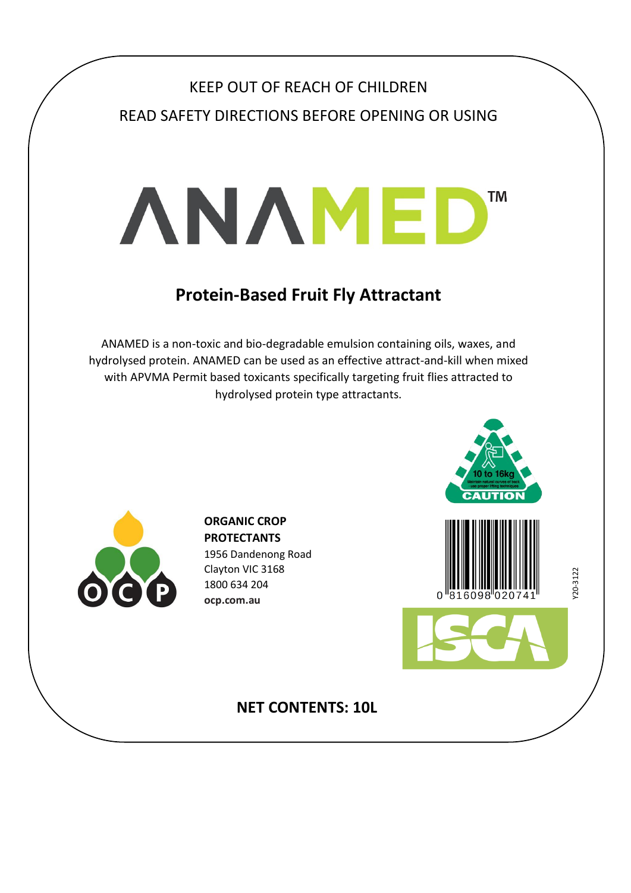KEEP OUT OF REACH OF CHILDREN

READ SAFETY DIRECTIONS BEFORE OPENING OR USING

# ANAMED™

## Protein-Based Fruit Fly Attractant

ANAMED is a non-toxic and bio-degradable emulsion containing oils, waxes, and hydrolysed protein. ANAMED can be used as an effective attract-and-kill when mixed with APVMA Permit based toxicants specifically targeting fruit flies attracted to hydrolysed protein type attractants.

10 to 16kg
Maintain natural curves of back - use proper lifting techniques
CAUTION

**ORGANIC CROP PROTECTANTS**
1956 Dandenong Road
Clayton VIC 3168
1800 634 204
**ocp.com.au**

0 816098 020741

Y20-3122

ISCA

**NET CONTENTS: 10L**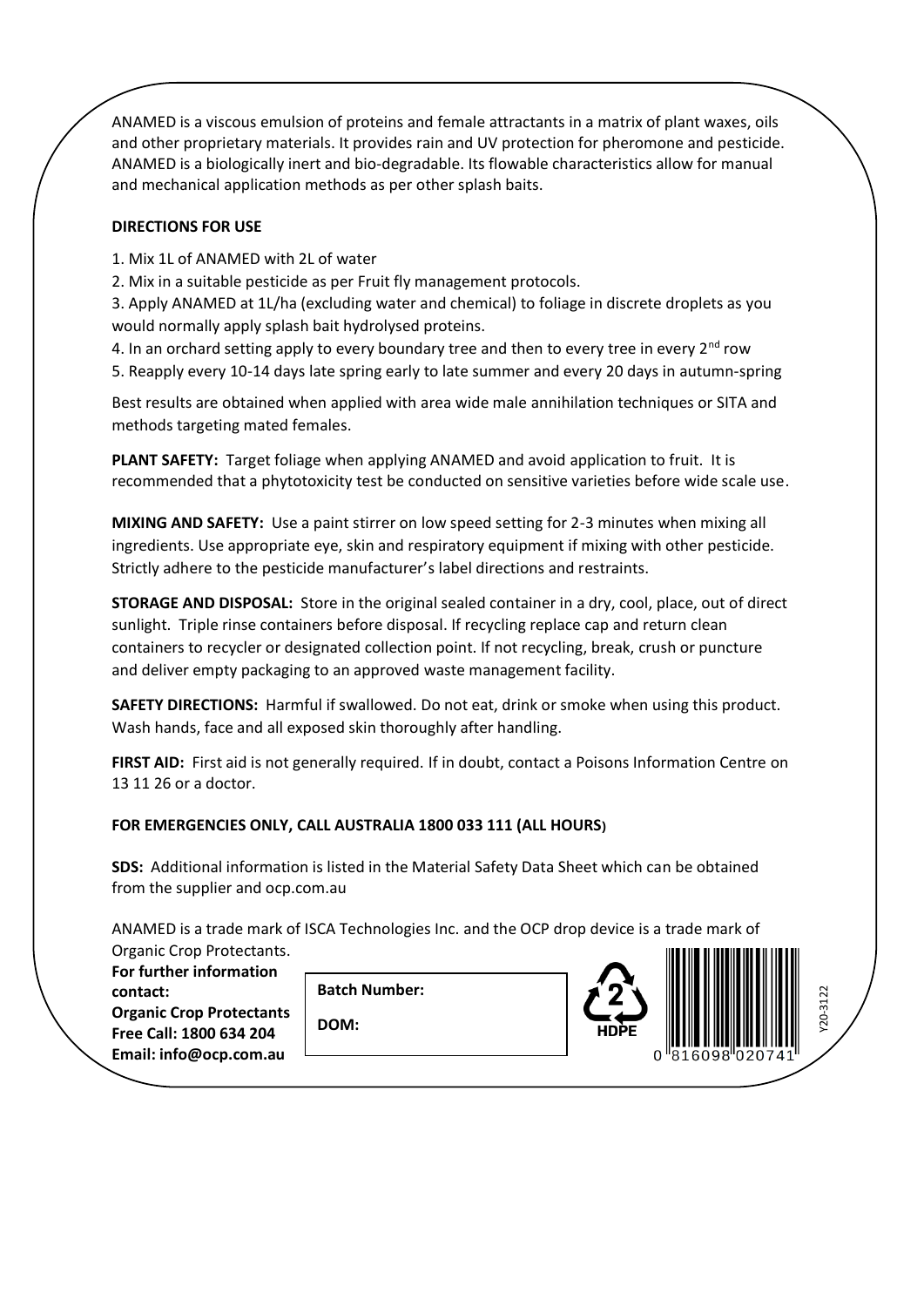ANAMED is a viscous emulsion of proteins and female attractants in a matrix of plant waxes, oils and other proprietary materials. It provides rain and UV protection for pheromone and pesticide. ANAMED is a biologically inert and bio-degradable. Its flowable characteristics allow for manual and mechanical application methods as per other splash baits.

**DIRECTIONS FOR USE**

1. Mix 1L of ANAMED with 2L of water
2. Mix in a suitable pesticide as per Fruit fly management protocols.
3. Apply ANAMED at 1L/ha (excluding water and chemical) to foliage in discrete droplets as you would normally apply splash bait hydrolysed proteins.
4. In an orchard setting apply to every boundary tree and then to every tree in every 2nd row
5. Reapply every 10-14 days late spring early to late summer and every 20 days in autumn-spring

Best results are obtained when applied with area wide male annihilation techniques or SITA and methods targeting mated females.

**PLANT SAFETY:** Target foliage when applying ANAMED and avoid application to fruit. It is recommended that a phytotoxicity test be conducted on sensitive varieties before wide scale use.

**MIXING AND SAFETY:** Use a paint stirrer on low speed setting for 2-3 minutes when mixing all ingredients. Use appropriate eye, skin and respiratory equipment if mixing with other pesticide. Strictly adhere to the pesticide manufacturer's label directions and restraints.

**STORAGE AND DISPOSAL:** Store in the original sealed container in a dry, cool, place, out of direct sunlight. Triple rinse containers before disposal. If recycling replace cap and return clean containers to recycler or designated collection point. If not recycling, break, crush or puncture and deliver empty packaging to an approved waste management facility.

**SAFETY DIRECTIONS:** Harmful if swallowed. Do not eat, drink or smoke when using this product. Wash hands, face and all exposed skin thoroughly after handling.

**FIRST AID:** First aid is not generally required. If in doubt, contact a Poisons Information Centre on 13 11 26 or a doctor.

**FOR EMERGENCIES ONLY, CALL AUSTRALIA 1800 033 111 (ALL HOURS)**

**SDS:** Additional information is listed in the Material Safety Data Sheet which can be obtained from the supplier and ocp.com.au

ANAMED is a trade mark of ISCA Technologies Inc. and the OCP drop device is a trade mark of Organic Crop Protectants.

**For further information contact:**
**Organic Crop Protectants**
**Free Call: 1800 634 204**
**Email: info@ocp.com.au**

**Batch Number:**

**DOM:**

2 HDPE

0 816098 020741

Y20-3122